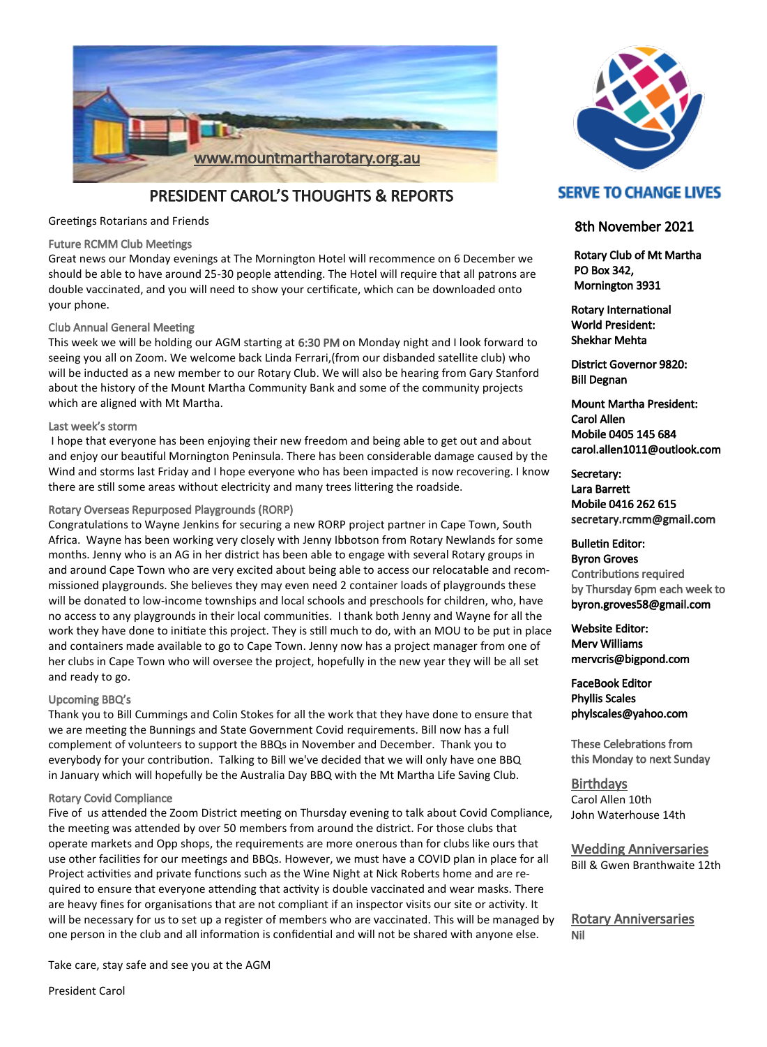www.mountmartharotary.org.au

# PRESIDENT CAROL'S THOUGHTS & REPORTS

Greetings Rotarians and Friends

### Future RCMM Club Meetings

Great news our Monday evenings at The Mornington Hotel will recommence on 6 December we should be able to have around 25-30 people attending. The Hotel will require that all patrons are double vaccinated, and you will need to show your certificate, which can be downloaded onto your phone.

### Club Annual General Meeting

This week we will be holding our AGM starting at 6:30 PM on Monday night and I look forward to seeing you all on Zoom. We welcome back Linda Ferrari,(from our disbanded satellite club) who will be inducted as a new member to our Rotary Club. We will also be hearing from Gary Stanford about the history of the Mount Martha Community Bank and some of the community projects which are aligned with Mt Martha.

### Last week's storm

I hope that everyone has been enjoying their new freedom and being able to get out and about and enjoy our beautiful Mornington Peninsula. There has been considerable damage caused by the Wind and storms last Friday and I hope everyone who has been impacted is now recovering. I know there are still some areas without electricity and many trees littering the roadside.

### Rotary Overseas Repurposed Playgrounds (RORP)

Congratulations to Wayne Jenkins for securing a new RORP project partner in Cape Town, South Africa. Wayne has been working very closely with Jenny Ibbotson from Rotary Newlands for some months. Jenny who is an AG in her district has been able to engage with several Rotary groups in and around Cape Town who are very excited about being able to access our relocatable and recommissioned playgrounds. She believes they may even need 2 container loads of playgrounds these will be donated to low-income townships and local schools and preschools for children, who, have no access to any playgrounds in their local communities. I thank both Jenny and Wayne for all the work they have done to initiate this project. They is still much to do, with an MOU to be put in place and containers made available to go to Cape Town. Jenny now has a project manager from one of her clubs in Cape Town who will oversee the project, hopefully in the new year they will be all set and ready to go.

### Upcoming BBQ's

Thank you to Bill Cummings and Colin Stokes for all the work that they have done to ensure that we are meeting the Bunnings and State Government Covid requirements. Bill now has a full complement of volunteers to support the BBQs in November and December. Thank you to everybody for your contribution. Talking to Bill we've decided that we will only have one BBQ in January which will hopefully be the Australia Day BBQ with the Mt Martha Life Saving Club.

### Rotary Covid Compliance

Five of us attended the Zoom District meeting on Thursday evening to talk about Covid Compliance, the meeting was attended by over 50 members from around the district. For those clubs that operate markets and Opp shops, the requirements are more onerous than for clubs like ours that use other facilities for our meetings and BBQs. However, we must have a COVID plan in place for all Project activities and private functions such as the Wine Night at Nick Roberts home and are required to ensure that everyone attending that activity is double vaccinated and wear masks. There are heavy fines for organisations that are not compliant if an inspector visits our site or activity. It will be necessary for us to set up a register of members who are vaccinated. This will be managed by one person in the club and all information is confidential and will not be shared with anyone else.

Take care, stay safe and see you at the AGM

President Carol

---

**SERVE TO CHANGE LIVES**

## 8th November 2021

**Rotary Club of Mt Martha**
**PO Box 342,**
**Mornington 3931**

**Rotary International World President:**
**Shekhar Mehta**

**District Governor 9820:**
**Bill Degnan**

**Mount Martha President:**
**Carol Allen**
**Mobile 0405 145 684**
**carol.allen1011@outlook.com**

**Secretary:**
**Lara Barrett**
**Mobile 0416 262 615**
**secretary.rcmm@gmail.com**

**Bulletin Editor:**
**Byron Groves**
Contributions required by Thursday 6pm each week to **byron.groves58@gmail.com**

**Website Editor:**
**Merv Williams**
**mervcris@bigpond.com**

**FaceBook Editor**
**Phyllis Scales**
**phylscales@yahoo.com**

These Celebrations from this Monday to next Sunday

### Birthdays

Carol Allen 10th
John Waterhouse 14th

### Wedding Anniversaries

Bill & Gwen Branthwaite 12th

### Rotary Anniversaries

Nil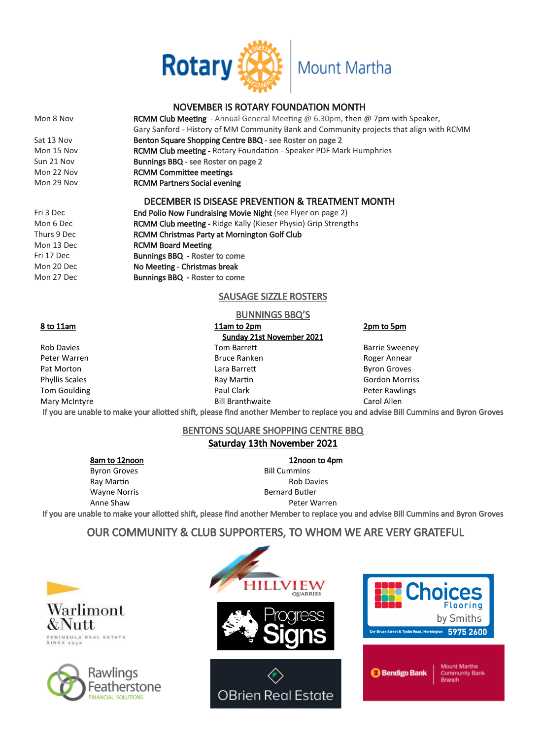Rotary Mount Martha

## NOVEMBER IS ROTARY FOUNDATION MONTH

| | |
|---|---|
| Mon 8 Nov | **RCMM Club Meeting** - Annual General Meeting @ 6.30pm, then @ 7pm with Speaker, Gary Sanford - History of MM Community Bank and Community projects that align with RCMM |
| Sat 13 Nov | **Benton Square Shopping Centre BBQ** - see Roster on page 2 |
| Mon 15 Nov | **RCMM Club meeting** - Rotary Foundation - Speaker PDF Mark Humphries |
| Sun 21 Nov | **Bunnings BBQ** - see Roster on page 2 |
| Mon 22 Nov | **RCMM Committee meetings** |
| Mon 29 Nov | **RCMM Partners Social evening** |

## DECEMBER IS DISEASE PREVENTION & TREATMENT MONTH

| | |
|---|---|
| Fri 3 Dec | **End Polio Now Fundraising Movie Night** (see Flyer on page 2) |
| Mon 6 Dec | **RCMM Club meeting** - Ridge Kally (Kieser Physio) Grip Strengths |
| Thurs 9 Dec | **RCMM Christmas Party at Mornington Golf Club** |
| Mon 13 Dec | **RCMM Board Meeting** |
| Fri 17 Dec | **Bunnings BBQ** - Roster to come |
| Mon 20 Dec | **No Meeting - Christmas break** |
| Mon 27 Dec | **Bunnings BBQ** - Roster to come |

## SAUSAGE SIZZLE ROSTERS

### BUNNINGS BBQ'S

**Sunday 21st November 2021**

| 8 to 11am | 11am to 2pm | 2pm to 5pm |
|---|---|---|
| Rob Davies | Tom Barrett | Barrie Sweeney |
| Peter Warren | Bruce Ranken | Roger Annear |
| Pat Morton | Lara Barrett | Byron Groves |
| Phyllis Scales | Ray Martin | Gordon Morriss |
| Tom Goulding | Paul Clark | Peter Rawlings |
| Mary McIntyre | Bill Branthwaite | Carol Allen |

If you are unable to make your allotted shift, please find another Member to replace you and advise Bill Cummins and Byron Groves

### BENTONS SQUARE SHOPPING CENTRE BBQ

**Saturday 13th November 2021**

| 8am to 12noon | 12noon to 4pm |
|---|---|
| Byron Groves | Bill Cummins |
| Ray Martin | Rob Davies |
| Wayne Norris | Bernard Butler |
| Anne Shaw | Peter Warren |

If you are unable to make your allotted shift, please find another Member to replace you and advise Bill Cummins and Byron Groves

## OUR COMMUNITY & CLUB SUPPORTERS, TO WHOM WE ARE VERY GRATEFUL

Warlimont & Nutt — Peninsula Real Estate Since 1952

Hillview Quarries

Choices Flooring by Smiths — Cnr Bruce Street & Tyabb Road, Mornington — 5975 2600

Progress Signs

Rawlings Featherstone Financial Solutions

OBrien Real Estate

Bendigo Bank — Mount Martha Community Bank Branch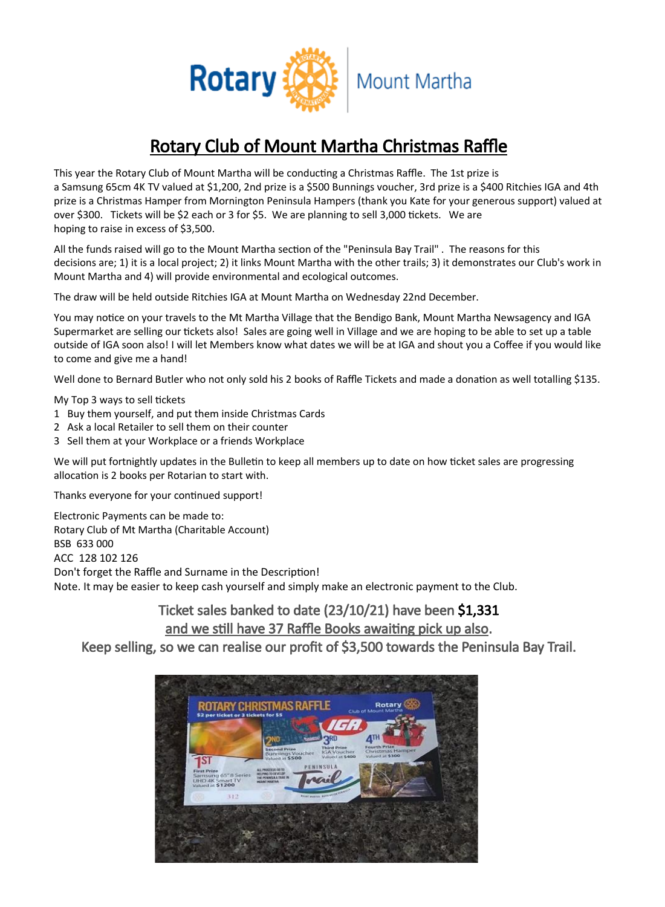# Rotary Club of Mount Martha Christmas Raffle

This year the Rotary Club of Mount Martha will be conducting a Christmas Raffle. The 1st prize is a Samsung 65cm 4K TV valued at $1,200, 2nd prize is a $500 Bunnings voucher, 3rd prize is a $400 Ritchies IGA and 4th prize is a Christmas Hamper from Mornington Peninsula Hampers (thank you Kate for your generous support) valued at over $300. Tickets will be $2 each or 3 for $5. We are planning to sell 3,000 tickets. We are hoping to raise in excess of $3,500.

All the funds raised will go to the Mount Martha section of the "Peninsula Bay Trail". The reasons for this decisions are; 1) it is a local project; 2) it links Mount Martha with the other trails; 3) it demonstrates our Club's work in Mount Martha and 4) will provide environmental and ecological outcomes.

The draw will be held outside Ritchies IGA at Mount Martha on Wednesday 22nd December.

You may notice on your travels to the Mt Martha Village that the Bendigo Bank, Mount Martha Newsagency and IGA Supermarket are selling our tickets also! Sales are going well in Village and we are hoping to be able to set up a table outside of IGA soon also! I will let Members know what dates we will be at IGA and shout you a Coffee if you would like to come and give me a hand!

Well done to Bernard Butler who not only sold his 2 books of Raffle Tickets and made a donation as well totalling $135.

My Top 3 ways to sell tickets

1. Buy them yourself, and put them inside Christmas Cards
2. Ask a local Retailer to sell them on their counter
3. Sell them at your Workplace or a friends Workplace

We will put fortnightly updates in the Bulletin to keep all members up to date on how ticket sales are progressing allocation is 2 books per Rotarian to start with.

Thanks everyone for your continued support!

Electronic Payments can be made to:
Rotary Club of Mt Martha (Charitable Account)
BSB 633 000
ACC 128 102 126
Don't forget the Raffle and Surname in the Description!
Note. It may be easier to keep cash yourself and simply make an electronic payment to the Club.

**Ticket sales banked to date (23/10/21) have been $1,331**
**and we still have 37 Raffle Books awaiting pick up also.**
**Keep selling, so we can realise our profit of $3,500 towards the Peninsula Bay Trail.**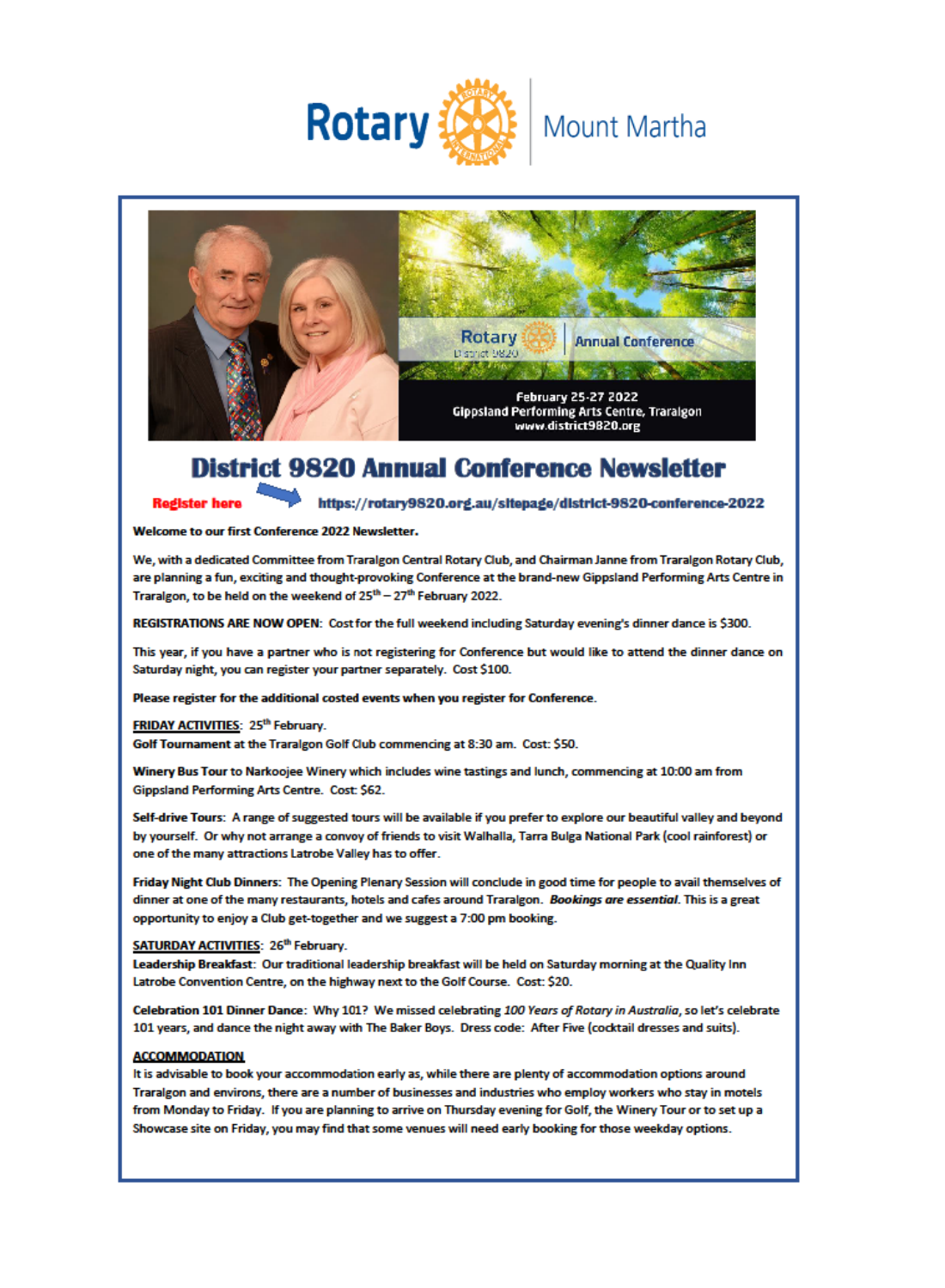Rotary Mount Martha

Rotary District 9820 | Annual Conference

February 25-27 2022
Gippsland Performing Arts Centre, Traralgon
www.district9820.org

# District 9820 Annual Conference Newsletter

**Register here** https://rotary9820.org.au/sitepage/district-9820-conference-2022

**Welcome to our first Conference 2022 Newsletter.**

We, with a dedicated Committee from Traralgon Central Rotary Club, and Chairman Janne from Traralgon Rotary Club, are planning a fun, exciting and thought-provoking Conference at the brand-new Gippsland Performing Arts Centre in Traralgon, to be held on the weekend of 25th – 27th February 2022.

**REGISTRATIONS ARE NOW OPEN**: Cost for the full weekend including Saturday evening's dinner dance is $300.

This year, if you have a partner who is not registering for Conference but would like to attend the dinner dance on Saturday night, you can register your partner separately. Cost $100.

**Please register for the additional costed events when you register for Conference.**

**FRIDAY ACTIVITIES**: 25th February.
**Golf Tournament** at the Traralgon Golf Club commencing at 8:30 am. Cost: $50.

**Winery Bus Tour** to Narkoojee Winery which includes wine tastings and lunch, commencing at 10:00 am from Gippsland Performing Arts Centre. Cost: $62.

**Self-drive Tours**: A range of suggested tours will be available if you prefer to explore our beautiful valley and beyond by yourself. Or why not arrange a convoy of friends to visit Walhalla, Tarra Bulga National Park (cool rainforest) or one of the many attractions Latrobe Valley has to offer.

**Friday Night Club Dinners**: The Opening Plenary Session will conclude in good time for people to avail themselves of dinner at one of the many restaurants, hotels and cafes around Traralgon. ***Bookings are essential.*** This is a great opportunity to enjoy a Club get-together and we suggest a 7:00 pm booking.

**SATURDAY ACTIVITIES**: 26th February.
**Leadership Breakfast**: Our traditional leadership breakfast will be held on Saturday morning at the Quality Inn Latrobe Convention Centre, on the highway next to the Golf Course. Cost: $20.

**Celebration 101 Dinner Dance**: Why 101? We missed celebrating *100 Years of Rotary in Australia*, so let's celebrate 101 years, and dance the night away with The Baker Boys. Dress code: After Five (cocktail dresses and suits).

**ACCOMMODATION**
It is advisable to book your accommodation early as, while there are plenty of accommodation options around Traralgon and environs, there are a number of businesses and industries who employ workers who stay in motels from Monday to Friday. If you are planning to arrive on Thursday evening for Golf, the Winery Tour or to set up a Showcase site on Friday, you may find that some venues will need early booking for those weekday options.